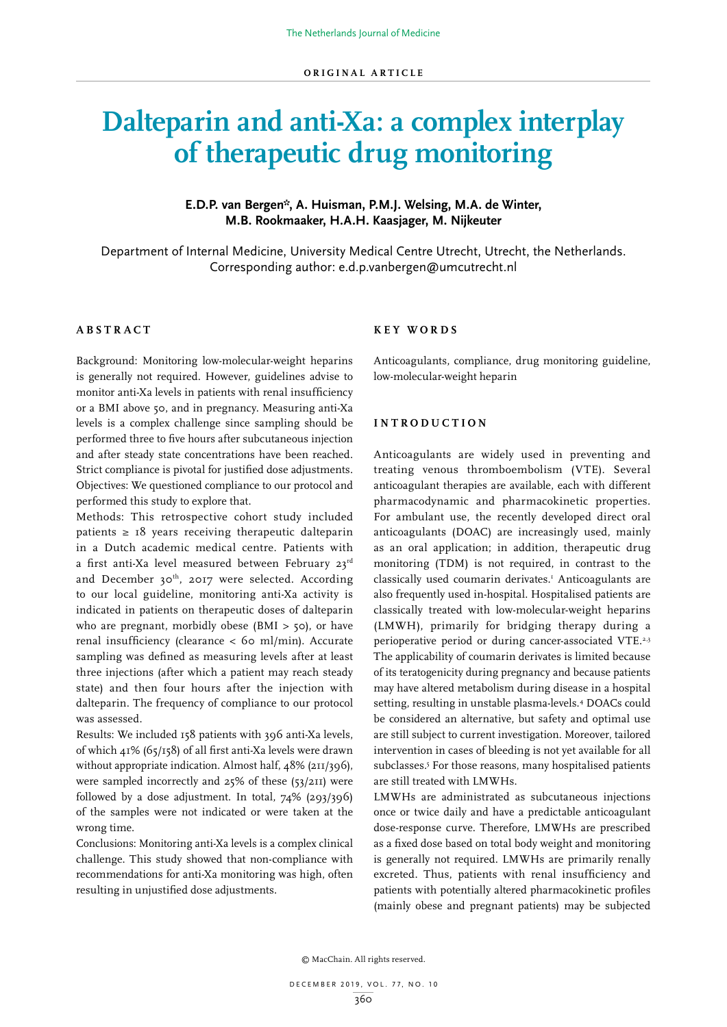ORIGINAL ARTICLE

# Dalteparin and anti-Xa: a complex interplay of therapeutic drug monitoring

**E.D.P. van Bergen*, A. Huisman, P.M.J. Welsing, M.A. de Winter, M.B. Rookmaaker, H.A.H. Kaasjager, M. Nijkeuter**

Department of Internal Medicine, University Medical Centre Utrecht, Utrecht, the Netherlands. Corresponding author: e.d.p.vanbergen@umcutrecht.nl

## ABSTRACT

Background: Monitoring low-molecular-weight heparins is generally not required. However, guidelines advise to monitor anti-Xa levels in patients with renal insufficiency or a BMI above 50, and in pregnancy. Measuring anti-Xa levels is a complex challenge since sampling should be performed three to five hours after subcutaneous injection and after steady state concentrations have been reached. Strict compliance is pivotal for justified dose adjustments.

Objectives: We questioned compliance to our protocol and performed this study to explore that.

Methods: This retrospective cohort study included patients ≥ 18 years receiving therapeutic dalteparin in a Dutch academic medical centre. Patients with a first anti-Xa level measured between February 23rd and December 30th, 2017 were selected. According to our local guideline, monitoring anti-Xa activity is indicated in patients on therapeutic doses of dalteparin who are pregnant, morbidly obese (BMI > 50), or have renal insufficiency (clearance < 60 ml/min). Accurate sampling was defined as measuring levels after at least three injections (after which a patient may reach steady state) and then four hours after the injection with dalteparin. The frequency of compliance to our protocol was assessed.

Results: We included 158 patients with 396 anti-Xa levels, of which 41% (65/158) of all first anti-Xa levels were drawn without appropriate indication. Almost half, 48% (211/396), were sampled incorrectly and 25% of these (53/211) were followed by a dose adjustment. In total, 74% (293/396) of the samples were not indicated or were taken at the wrong time.

Conclusions: Monitoring anti-Xa levels is a complex clinical challenge. This study showed that non-compliance with recommendations for anti-Xa monitoring was high, often resulting in unjustified dose adjustments.

## KEY WORDS

Anticoagulants, compliance, drug monitoring guideline, low-molecular-weight heparin

## INTRODUCTION

Anticoagulants are widely used in preventing and treating venous thromboembolism (VTE). Several anticoagulant therapies are available, each with different pharmacodynamic and pharmacokinetic properties. For ambulant use, the recently developed direct oral anticoagulants (DOAC) are increasingly used, mainly as an oral application; in addition, therapeutic drug monitoring (TDM) is not required, in contrast to the classically used coumarin derivates.[1] Anticoagulants are also frequently used in-hospital. Hospitalised patients are classically treated with low-molecular-weight heparins (LMWH), primarily for bridging therapy during a perioperative period or during cancer-associated VTE.[2,3] The applicability of coumarin derivates is limited because of its teratogenicity during pregnancy and because patients may have altered metabolism during disease in a hospital setting, resulting in unstable plasma-levels.[4] DOACs could be considered an alternative, but safety and optimal use are still subject to current investigation. Moreover, tailored intervention in cases of bleeding is not yet available for all subclasses.[5] For those reasons, many hospitalised patients are still treated with LMWHs.

LMWHs are administrated as subcutaneous injections once or twice daily and have a predictable anticoagulant dose-response curve. Therefore, LMWHs are prescribed as a fixed dose based on total body weight and monitoring is generally not required. LMWHs are primarily renally excreted. Thus, patients with renal insufficiency and patients with potentially altered pharmacokinetic profiles (mainly obese and pregnant patients) may be subjected

© MacChain. All rights reserved.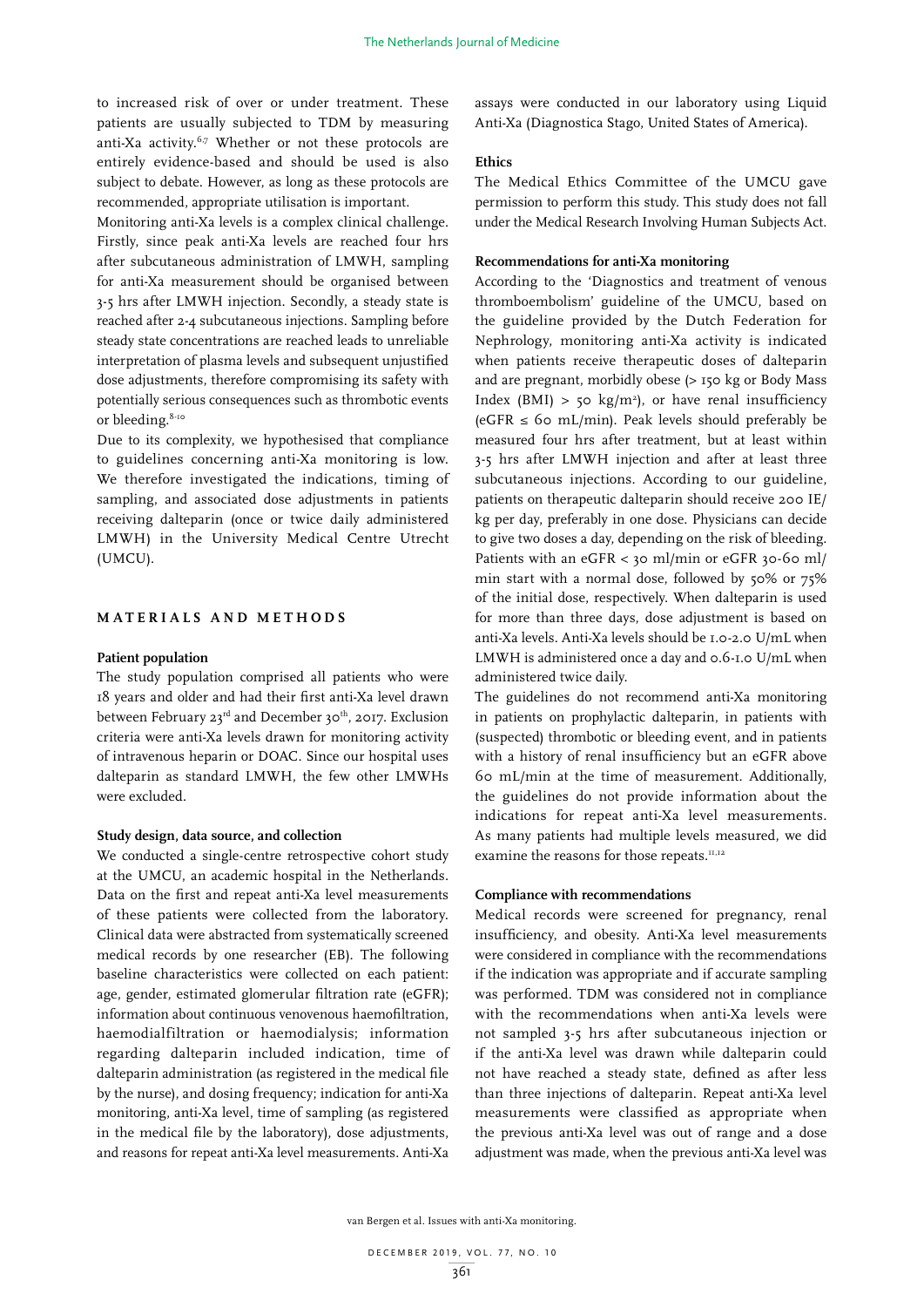to increased risk of over or under treatment. These patients are usually subjected to TDM by measuring anti-Xa activity.[6,7] Whether or not these protocols are entirely evidence-based and should be used is also subject to debate. However, as long as these protocols are recommended, appropriate utilisation is important.

Monitoring anti-Xa levels is a complex clinical challenge. Firstly, since peak anti-Xa levels are reached four hrs after subcutaneous administration of LMWH, sampling for anti-Xa measurement should be organised between 3-5 hrs after LMWH injection. Secondly, a steady state is reached after 2-4 subcutaneous injections. Sampling before steady state concentrations are reached leads to unreliable interpretation of plasma levels and subsequent unjustified dose adjustments, therefore compromising its safety with potentially serious consequences such as thrombotic events or bleeding.[8-10]

Due to its complexity, we hypothesised that compliance to guidelines concerning anti-Xa monitoring is low. We therefore investigated the indications, timing of sampling, and associated dose adjustments in patients receiving dalteparin (once or twice daily administered LMWH) in the University Medical Centre Utrecht (UMCU).

## MATERIALS AND METHODS

### Patient population

The study population comprised all patients who were 18 years and older and had their first anti-Xa level drawn between February 23rd and December 30th, 2017. Exclusion criteria were anti-Xa levels drawn for monitoring activity of intravenous heparin or DOAC. Since our hospital uses dalteparin as standard LMWH, the few other LMWHs were excluded.

### Study design, data source, and collection

We conducted a single-centre retrospective cohort study at the UMCU, an academic hospital in the Netherlands. Data on the first and repeat anti-Xa level measurements of these patients were collected from the laboratory. Clinical data were abstracted from systematically screened medical records by one researcher (EB). The following baseline characteristics were collected on each patient: age, gender, estimated glomerular filtration rate (eGFR); information about continuous venovenous haemofiltration, haemodialfiltration or haemodialysis; information regarding dalteparin included indication, time of dalteparin administration (as registered in the medical file by the nurse), and dosing frequency; indication for anti-Xa monitoring, anti-Xa level, time of sampling (as registered in the medical file by the laboratory), dose adjustments, and reasons for repeat anti-Xa level measurements. Anti-Xa assays were conducted in our laboratory using Liquid Anti-Xa (Diagnostica Stago, United States of America).

### Ethics

The Medical Ethics Committee of the UMCU gave permission to perform this study. This study does not fall under the Medical Research Involving Human Subjects Act.

### Recommendations for anti-Xa monitoring

According to the 'Diagnostics and treatment of venous thromboembolism' guideline of the UMCU, based on the guideline provided by the Dutch Federation for Nephrology, monitoring anti-Xa activity is indicated when patients receive therapeutic doses of dalteparin and are pregnant, morbidly obese (> 150 kg or Body Mass Index (BMI) > 50 kg/m$^2$), or have renal insufficiency (eGFR ≤ 60 mL/min). Peak levels should preferably be measured four hrs after treatment, but at least within 3-5 hrs after LMWH injection and after at least three subcutaneous injections. According to our guideline, patients on therapeutic dalteparin should receive 200 IE/kg per day, preferably in one dose. Physicians can decide to give two doses a day, depending on the risk of bleeding. Patients with an eGFR < 30 ml/min or eGFR 30-60 ml/min start with a normal dose, followed by 50% or 75% of the initial dose, respectively. When dalteparin is used for more than three days, dose adjustment is based on anti-Xa levels. Anti-Xa levels should be 1.0-2.0 U/mL when LMWH is administered once a day and 0.6-1.0 U/mL when administered twice daily.

The guidelines do not recommend anti-Xa monitoring in patients on prophylactic dalteparin, in patients with (suspected) thrombotic or bleeding event, and in patients with a history of renal insufficiency but an eGFR above 60 mL/min at the time of measurement. Additionally, the guidelines do not provide information about the indications for repeat anti-Xa level measurements. As many patients had multiple levels measured, we did examine the reasons for those repeats.[11,12]

### Compliance with recommendations

Medical records were screened for pregnancy, renal insufficiency, and obesity. Anti-Xa level measurements were considered in compliance with the recommendations if the indication was appropriate and if accurate sampling was performed. TDM was considered not in compliance with the recommendations when anti-Xa levels were not sampled 3-5 hrs after subcutaneous injection or if the anti-Xa level was drawn while dalteparin could not have reached a steady state, defined as after less than three injections of dalteparin. Repeat anti-Xa level measurements were classified as appropriate when the previous anti-Xa level was out of range and a dose adjustment was made, when the previous anti-Xa level was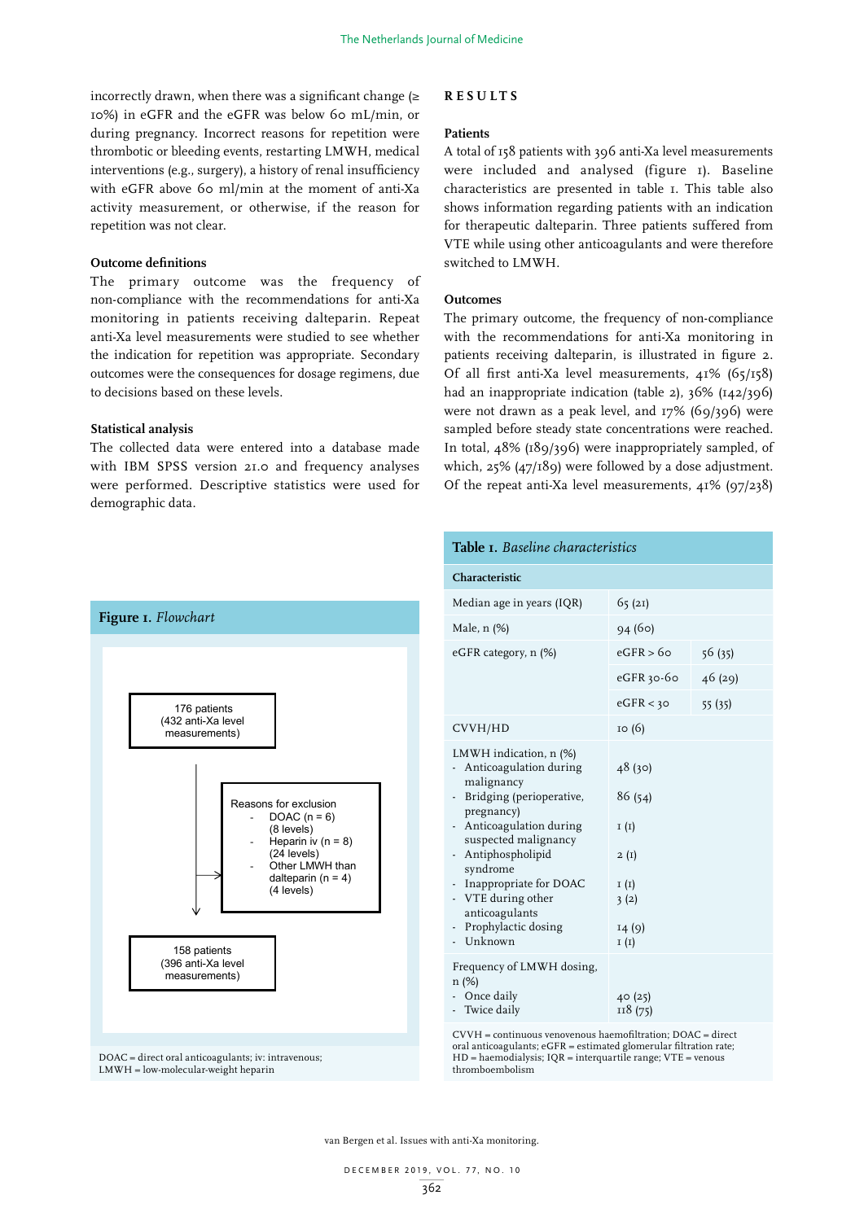incorrectly drawn, when there was a significant change (≥ 10%) in eGFR and the eGFR was below 60 mL/min, or during pregnancy. Incorrect reasons for repetition were thrombotic or bleeding events, restarting LMWH, medical interventions (e.g., surgery), a history of renal insufficiency with eGFR above 60 ml/min at the moment of anti-Xa activity measurement, or otherwise, if the reason for repetition was not clear.

### Outcome definitions

The primary outcome was the frequency of non-compliance with the recommendations for anti-Xa monitoring in patients receiving dalteparin. Repeat anti-Xa level measurements were studied to see whether the indication for repetition was appropriate. Secondary outcomes were the consequences for dosage regimens, due to decisions based on these levels.

### Statistical analysis

The collected data were entered into a database made with IBM SPSS version 21.0 and frequency analyses were performed. Descriptive statistics were used for demographic data.

**Figure 1.** *Flowchart*

176 patients (432 anti-Xa level measurements)

Reasons for exclusion
- DOAC (n = 6) (8 levels)
- Heparin iv (n = 8) (24 levels)
- Other LMWH than dalteparin (n = 4) (4 levels)

158 patients (396 anti-Xa level measurements)

DOAC = direct oral anticoagulants; iv: intravenous; LMWH = low-molecular-weight heparin

## RESULTS

### Patients

A total of 158 patients with 396 anti-Xa level measurements were included and analysed (figure 1). Baseline characteristics are presented in table 1. This table also shows information regarding patients with an indication for therapeutic dalteparin. Three patients suffered from VTE while using other anticoagulants and were therefore switched to LMWH.

### Outcomes

The primary outcome, the frequency of non-compliance with the recommendations for anti-Xa monitoring in patients receiving dalteparin, is illustrated in figure 2. Of all first anti-Xa level measurements, 41% (65/158) had an inappropriate indication (table 2), 36% (142/396) were not drawn as a peak level, and 17% (69/396) were sampled before steady state concentrations were reached. In total, 48% (189/396) were inappropriately sampled, of which, 25% (47/189) were followed by a dose adjustment. Of the repeat anti-Xa level measurements, 41% (97/238)

**Table 1.** *Baseline characteristics*

| Characteristic | | |
|---|---|---|
| Median age in years (IQR) | 65 (21) | |
| Male, n (%) | 94 (60) | |
| eGFR category, n (%) | eGFR > 60 | 56 (35) |
| | eGFR 30-60 | 46 (29) |
| | eGFR < 30 | 55 (35) |
| CVVH/HD | 10 (6) | |
| LMWH indication, n (%) | | |
| - Anticoagulation during malignancy | 48 (30) | |
| - Bridging (perioperative, pregnancy) | 86 (54) | |
| - Anticoagulation during suspected malignancy | 1 (1) | |
| - Antiphospholipid syndrome | 2 (1) | |
| - Inappropriate for DOAC | 1 (1) | |
| - VTE during other anticoagulants | 3 (2) | |
| - Prophylactic dosing | 14 (9) | |
| - Unknown | 1 (1) | |
| Frequency of LMWH dosing, n (%) | | |
| - Once daily | 40 (25) | |
| - Twice daily | 118 (75) | |

CVVH = continuous venovenous haemofiltration; DOAC = direct oral anticoagulants; eGFR = estimated glomerular filtration rate; HD = haemodialysis; IQR = interquartile range; VTE = venous thromboembolism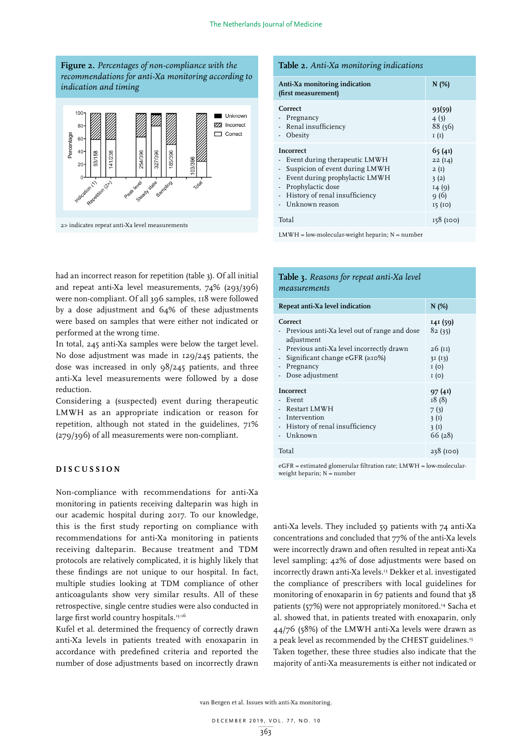**Figure 2.** *Percentages of non-compliance with the recommendations for anti-Xa monitoring according to indication and timing*

2> indicates repeat anti-Xa level measurements

**Table 2.** *Anti-Xa monitoring indications*

| Anti-Xa monitoring indication (first measurement) | N (%) |
|---|---|
| **Correct** | **93(59)** |
| - Pregnancy | 4 (3) |
| - Renal insufficiency | 88 (56) |
| - Obesity | 1 (1) |
| **Incorrect** | **65 (41)** |
| - Event during therapeutic LMWH | 22 (14) |
| - Suspicion of event during LMWH | 2 (1) |
| - Event during prophylactic LMWH | 3 (2) |
| - Prophylactic dose | 14 (9) |
| - History of renal insufficiency | 9 (6) |
| - Unknown reason | 15 (10) |
| Total | 158 (100) |

LMWH = low-molecular-weight heparin; N = number

**Table 3.** *Reasons for repeat anti-Xa level measurements*

| Repeat anti-Xa level indication | N (%) |
|---|---|
| **Correct** | **141 (59)** |
| - Previous anti-Xa level out of range and dose adjustment | 82 (35) |
| - Previous anti-Xa level incorrectly drawn | 26 (11) |
| - Significant change eGFR (≥10%) | 31 (13) |
| - Pregnancy | 1 (0) |
| - Dose adjustment | 1 (0) |
| **Incorrect** | **97 (41)** |
| - Event | 18 (8) |
| - Restart LMWH | 7 (3) |
| - Intervention | 3 (1) |
| - History of renal insufficiency | 3 (1) |
| - Unknown | 66 (28) |
| Total | 238 (100) |

eGFR = estimated glomerular filtration rate; LMWH = low-molecular-weight heparin; N = number

had an incorrect reason for repetition (table 3). Of all initial and repeat anti-Xa level measurements, 74% (293/396) were non-compliant. Of all 396 samples, 118 were followed by a dose adjustment and 64% of these adjustments were based on samples that were either not indicated or performed at the wrong time.

In total, 245 anti-Xa samples were below the target level. No dose adjustment was made in 129/245 patients, the dose was increased in only 98/245 patients, and three anti-Xa level measurements were followed by a dose reduction.

Considering a (suspected) event during therapeutic LMWH as an appropriate indication or reason for repetition, although not stated in the guidelines, 71% (279/396) of all measurements were non-compliant.

## DISCUSSION

Non-compliance with recommendations for anti-Xa monitoring in patients receiving dalteparin was high in our academic hospital during 2017. To our knowledge, this is the first study reporting on compliance with recommendations for anti-Xa monitoring in patients receiving dalteparin. Because treatment and TDM protocols are relatively complicated, it is highly likely that these findings are not unique to our hospital. In fact, multiple studies looking at TDM compliance of other anticoagulants show very similar results. All of these retrospective, single centre studies were also conducted in large first world country hospitals.[13-16]

Kufel et al. determined the frequency of correctly drawn anti-Xa levels in patients treated with enoxaparin in accordance with predefined criteria and reported the number of dose adjustments based on incorrectly drawn anti-Xa levels. They included 59 patients with 74 anti-Xa concentrations and concluded that 77% of the anti-Xa levels were incorrectly drawn and often resulted in repeat anti-Xa level sampling; 42% of dose adjustments were based on incorrectly drawn anti-Xa levels.[13] Dekker et al. investigated the compliance of prescribers with local guidelines for monitoring of enoxaparin in 67 patients and found that 38 patients (57%) were not appropriately monitored.[14] Sacha et al. showed that, in patients treated with enoxaparin, only 44/76 (58%) of the LMWH anti-Xa levels were drawn as a peak level as recommended by the CHEST guidelines.[15] Taken together, these three studies also indicate that the majority of anti-Xa measurements is either not indicated or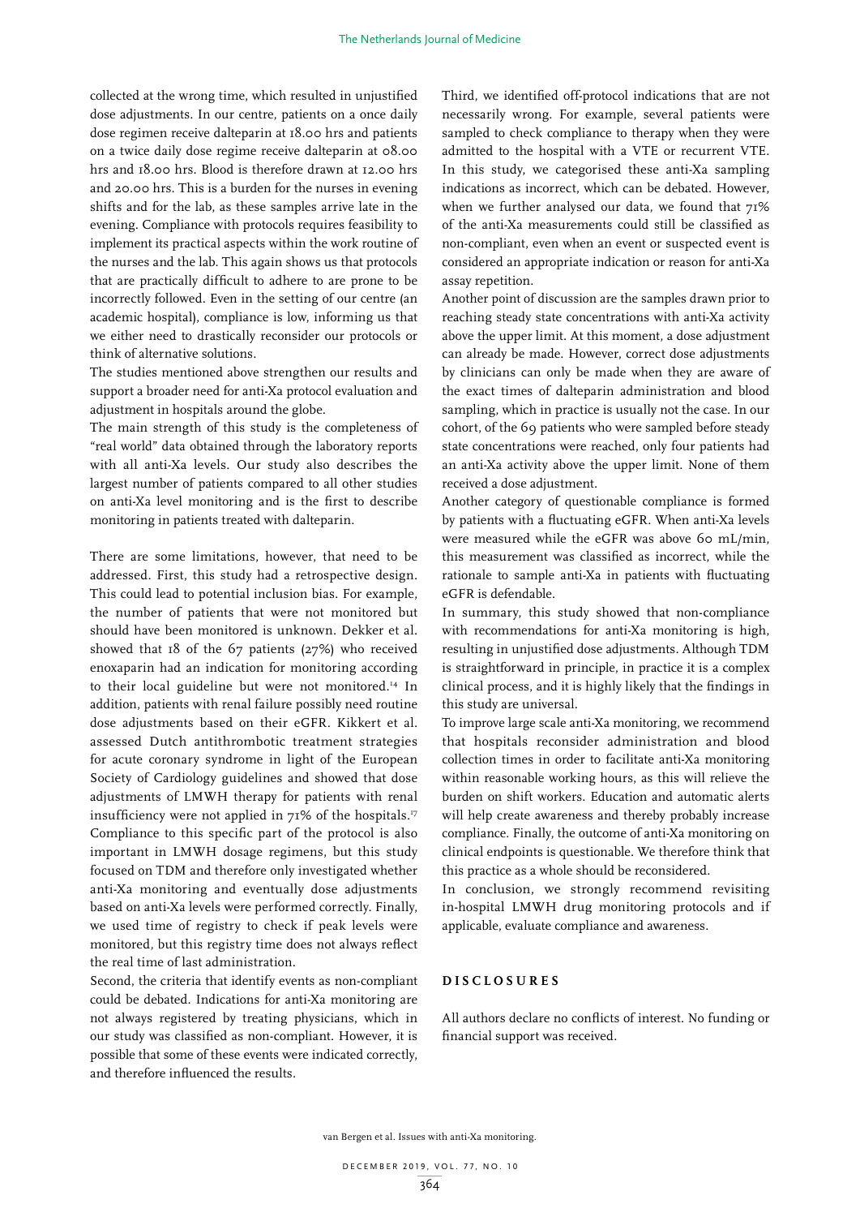collected at the wrong time, which resulted in unjustified dose adjustments. In our centre, patients on a once daily dose regimen receive dalteparin at 18.00 hrs and patients on a twice daily dose regime receive dalteparin at 08.00 hrs and 18.00 hrs. Blood is therefore drawn at 12.00 hrs and 20.00 hrs. This is a burden for the nurses in evening shifts and for the lab, as these samples arrive late in the evening. Compliance with protocols requires feasibility to implement its practical aspects within the work routine of the nurses and the lab. This again shows us that protocols that are practically difficult to adhere to are prone to be incorrectly followed. Even in the setting of our centre (an academic hospital), compliance is low, informing us that we either need to drastically reconsider our protocols or think of alternative solutions.

The studies mentioned above strengthen our results and support a broader need for anti-Xa protocol evaluation and adjustment in hospitals around the globe.

The main strength of this study is the completeness of "real world" data obtained through the laboratory reports with all anti-Xa levels. Our study also describes the largest number of patients compared to all other studies on anti-Xa level monitoring and is the first to describe monitoring in patients treated with dalteparin.

There are some limitations, however, that need to be addressed. First, this study had a retrospective design. This could lead to potential inclusion bias. For example, the number of patients that were not monitored but should have been monitored is unknown. Dekker et al. showed that 18 of the 67 patients (27%) who received enoxaparin had an indication for monitoring according to their local guideline but were not monitored.[14] In addition, patients with renal failure possibly need routine dose adjustments based on their eGFR. Kikkert et al. assessed Dutch antithrombotic treatment strategies for acute coronary syndrome in light of the European Society of Cardiology guidelines and showed that dose adjustments of LMWH therapy for patients with renal insufficiency were not applied in 71% of the hospitals.[17] Compliance to this specific part of the protocol is also important in LMWH dosage regimens, but this study focused on TDM and therefore only investigated whether anti-Xa monitoring and eventually dose adjustments based on anti-Xa levels were performed correctly. Finally, we used time of registry to check if peak levels were monitored, but this registry time does not always reflect the real time of last administration.

Second, the criteria that identify events as non-compliant could be debated. Indications for anti-Xa monitoring are not always registered by treating physicians, which in our study was classified as non-compliant. However, it is possible that some of these events were indicated correctly, and therefore influenced the results.

Third, we identified off-protocol indications that are not necessarily wrong. For example, several patients were sampled to check compliance to therapy when they were admitted to the hospital with a VTE or recurrent VTE. In this study, we categorised these anti-Xa sampling indications as incorrect, which can be debated. However, when we further analysed our data, we found that 71% of the anti-Xa measurements could still be classified as non-compliant, even when an event or suspected event is considered an appropriate indication or reason for anti-Xa assay repetition.

Another point of discussion are the samples drawn prior to reaching steady state concentrations with anti-Xa activity above the upper limit. At this moment, a dose adjustment can already be made. However, correct dose adjustments by clinicians can only be made when they are aware of the exact times of dalteparin administration and dose sampling, which in practice is usually not the case. In our cohort, of the 69 patients who were sampled before steady state concentrations were reached, only four patients had an anti-Xa activity above the upper limit. None of them received a dose adjustment.

Another category of questionable compliance is formed by patients with a fluctuating eGFR. When anti-Xa levels were measured while the eGFR was above 60 mL/min, this measurement was classified as incorrect, while the rationale to sample anti-Xa in patients with fluctuating eGFR is defendable.

In summary, this study showed that non-compliance with recommendations for anti-Xa monitoring is high, resulting in unjustified dose adjustments. Although TDM is straightforward in principle, in practice it is a complex clinical process, and it is highly likely that the findings in this study are universal.

To improve large scale anti-Xa monitoring, we recommend that hospitals reconsider administration and blood collection times in order to facilitate anti-Xa monitoring within reasonable working hours, as this will relieve the burden on shift workers. Education and automatic alerts will help create awareness and thereby probably increase compliance. Finally, the outcome of anti-Xa monitoring on clinical endpoints is questionable. We therefore think that this practice as a whole should be reconsidered.

In conclusion, we strongly recommend revisiting in-hospital LMWH drug monitoring protocols and if applicable, evaluate compliance and awareness.

## DISCLOSURES

All authors declare no conflicts of interest. No funding or financial support was received.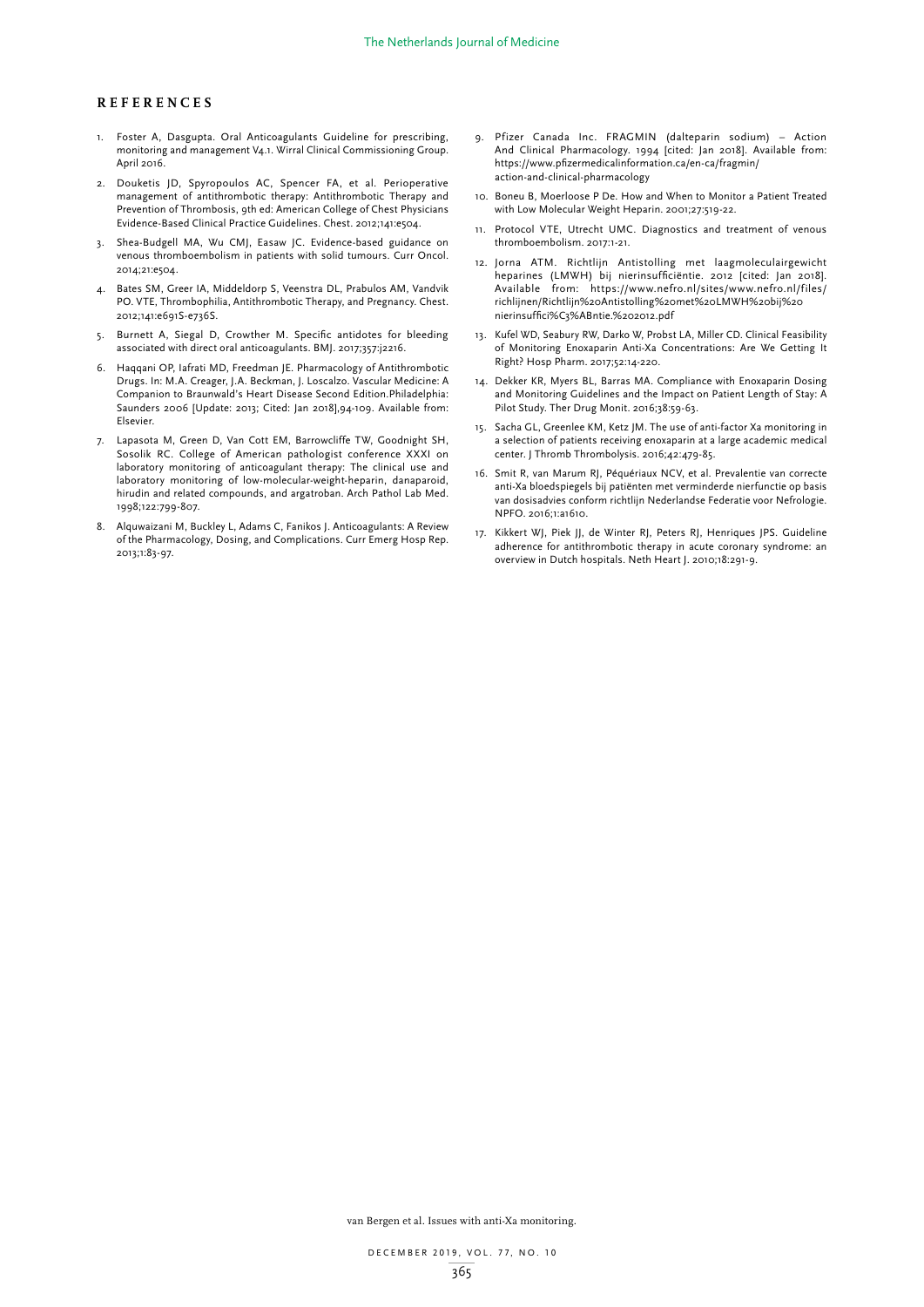## REFERENCES

1. Foster A, Dasgupta. Oral Anticoagulants Guideline for prescribing, monitoring and management V4.1. Wirral Clinical Commissioning Group. April 2016.
2. Douketis JD, Spyropoulos AC, Spencer FA, et al. Perioperative management of antithrombotic therapy: Antithrombotic Therapy and Prevention of Thrombosis, 9th ed: American College of Chest Physicians Evidence-Based Clinical Practice Guidelines. Chest. 2012;141:e504.
3. Shea-Budgell MA, Wu CMJ, Easaw JC. Evidence-based guidance on venous thromboembolism in patients with solid tumours. Curr Oncol. 2014;21:e504.
4. Bates SM, Greer IA, Middeldorp S, Veenstra DL, Prabulos AM, Vandvik PO. VTE, Thrombophilia, Antithrombotic Therapy, and Pregnancy. Chest. 2012;141:e691S-e736S.
5. Burnett A, Siegal D, Crowther M. Specific antidotes for bleeding associated with direct oral anticoagulants. BMJ. 2017;357:j2216.
6. Haqqani OP, Iafrati MD, Freedman JE. Pharmacology of Antithrombotic Drugs. In: M.A. Creager, J.A. Beckman, J. Loscalzo. Vascular Medicine: A Companion to Braunwald's Heart Disease Second Edition.Philadelphia: Saunders 2006 [Update: 2013; Cited: Jan 2018],94-109. Available from: Elsevier.
7. Lapasota M, Green D, Van Cott EM, Barrowcliffe TW, Goodnight SH, Sosolik RC. College of American pathologist conference XXXI on laboratory monitoring of anticoagulant therapy: The clinical use and laboratory monitoring of low-molecular-weight-heparin, danaparoid, hirudin and related compounds, and argatroban. Arch Pathol Lab Med. 1998;122:799-807.
8. Alquwaizani M, Buckley L, Adams C, Fanikos J. Anticoagulants: A Review of the Pharmacology, Dosing, and Complications. Curr Emerg Hosp Rep. 2013;1:83-97.
9. Pfizer Canada Inc. FRAGMIN (dalteparin sodium) – Action And Clinical Pharmacology. 1994 [cited: Jan 2018]. Available from: https://www.pfizermedicalinformation.ca/en-ca/fragmin/action-and-clinical-pharmacology
10. Boneu B, Moerloose P De. How and When to Monitor a Patient Treated with Low Molecular Weight Heparin. 2001;27:519-22.
11. Protocol VTE, Utrecht UMC. Diagnostics and treatment of venous thromboembolism. 2017:1-21.
12. Jorna ATM. Richtlijn Antistolling met laagmoleculairgewicht heparines (LMWH) bij nierinsufficiëntie. 2012 [cited: Jan 2018]. Available from: https://www.nefro.nl/sites/www.nefro.nl/files/richlijnen/Richtlijn%20Antistolling%20met%20LMWH%20bij%20nierinsuffici%C3%ABntie.%202012.pdf
13. Kufel WD, Seabury RW, Darko W, Probst LA, Miller CD. Clinical Feasibility of Monitoring Enoxaparin Anti-Xa Concentrations: Are We Getting It Right? Hosp Pharm. 2017;52:14-220.
14. Dekker KR, Myers BL, Barras MA. Compliance with Enoxaparin Dosing and Monitoring Guidelines and the Impact on Patient Length of Stay: A Pilot Study. Ther Drug Monit. 2016;38:59-63.
15. Sacha GL, Greenlee KM, Ketz JM. The use of anti-factor Xa monitoring in a selection of patients receiving enoxaparin at a large academic medical center. J Thromb Thrombolysis. 2016;42:479-85.
16. Smit R, van Marum RJ, Péquériaux NCV, et al. Prevalentie van correcte anti-Xa bloedspiegels bij patiënten met verminderde nierfunctie op basis van dosisadvies conform richtlijn Nederlandse Federatie voor Nefrologie. NPFO. 2016;1:a1610.
17. Kikkert WJ, Piek JJ, de Winter RJ, Peters RJ, Henriques JPS. Guideline adherence for antithrombotic therapy in acute coronary syndrome: an overview in Dutch hospitals. Neth Heart J. 2010;18:291-9.